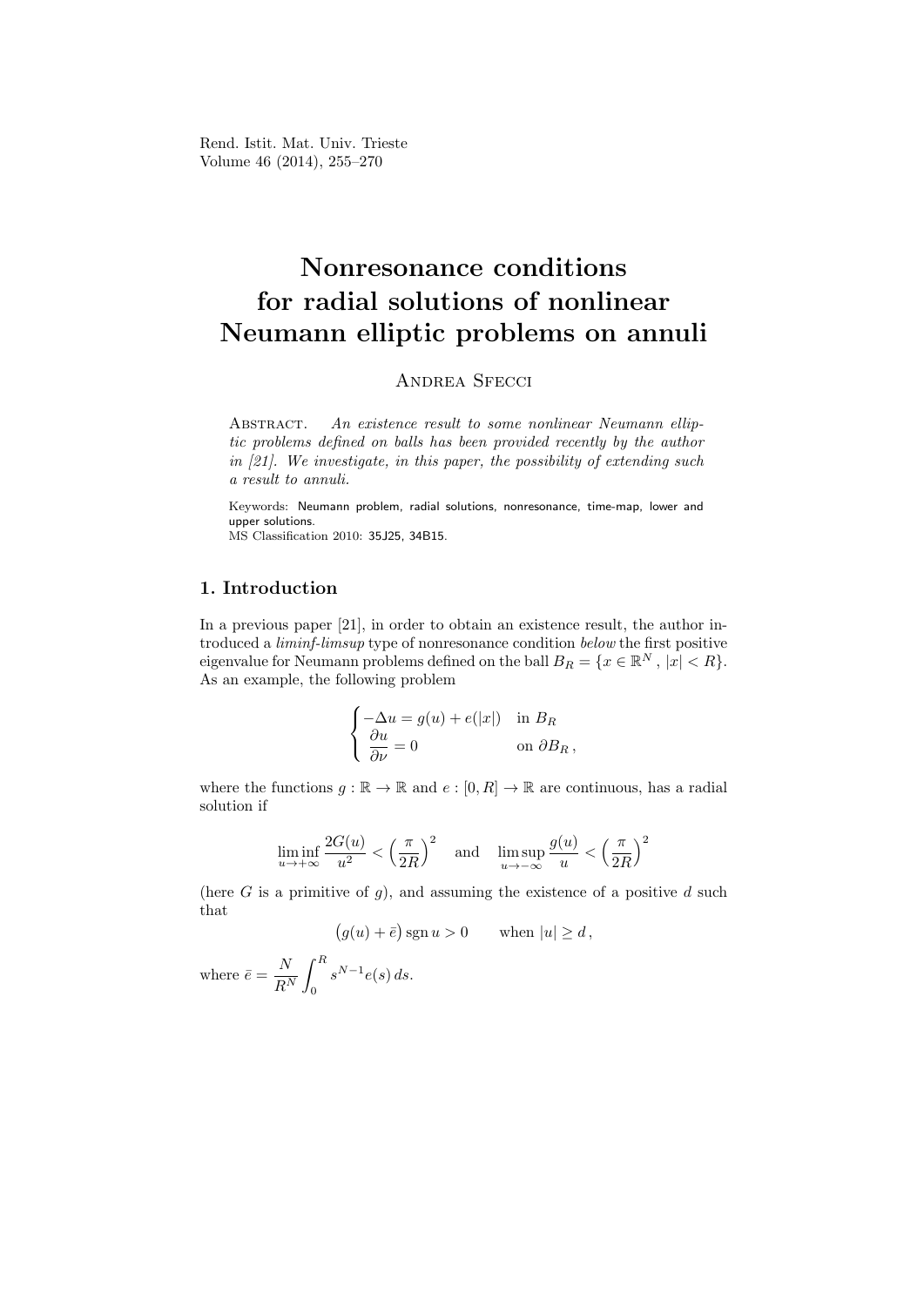# Nonresonance conditions for radial solutions of nonlinear Neumann elliptic problems on annuli

Andrea Sfecci

Abstract. *An existence result to some nonlinear Neumann elliptic problems defined on balls has been provided recently by the author in [21]. We investigate, in this paper, the possibility of extending such a result to annuli.*

Keywords: Neumann problem, radial solutions, nonresonance, time-map, lower and upper solutions.
MS Classification 2010: 35J25, 34B15.

## 1. Introduction

In a previous paper [21], in order to obtain an existence result, the author introduced a *liminf-limsup* type of nonresonance condition *below* the first positive eigenvalue for Neumann problems defined on the ball $B_R = \{x \in \mathbb{R}^N \,,\, |x| < R\}$. As an example, the following problem

$$
\begin{cases}
-\Delta u = g(u) + e(|x|) & \text{in } B_R \\
\dfrac{\partial u}{\partial \nu} = 0 & \text{on } \partial B_R \,,
\end{cases}
$$

where the functions $g : \mathbb{R} \to \mathbb{R}$ and $e : [0, R] \to \mathbb{R}$ are continuous, has a radial solution if

$$
\liminf_{u \to +\infty} \frac{2G(u)}{u^2} < \left(\frac{\pi}{2R}\right)^2 \quad \text{and} \quad \limsup_{u \to -\infty} \frac{g(u)}{u} < \left(\frac{\pi}{2R}\right)^2
$$

(here $G$ is a primitive of $g$), and assuming the existence of a positive $d$ such that

$$
\big(g(u) + \bar{e}\big) \operatorname{sgn} u > 0 \qquad \text{when } |u| \geq d \,,
$$

where $\bar{e} = \dfrac{N}{R^N} \displaystyle\int_0^R s^{N-1} e(s)\, ds$.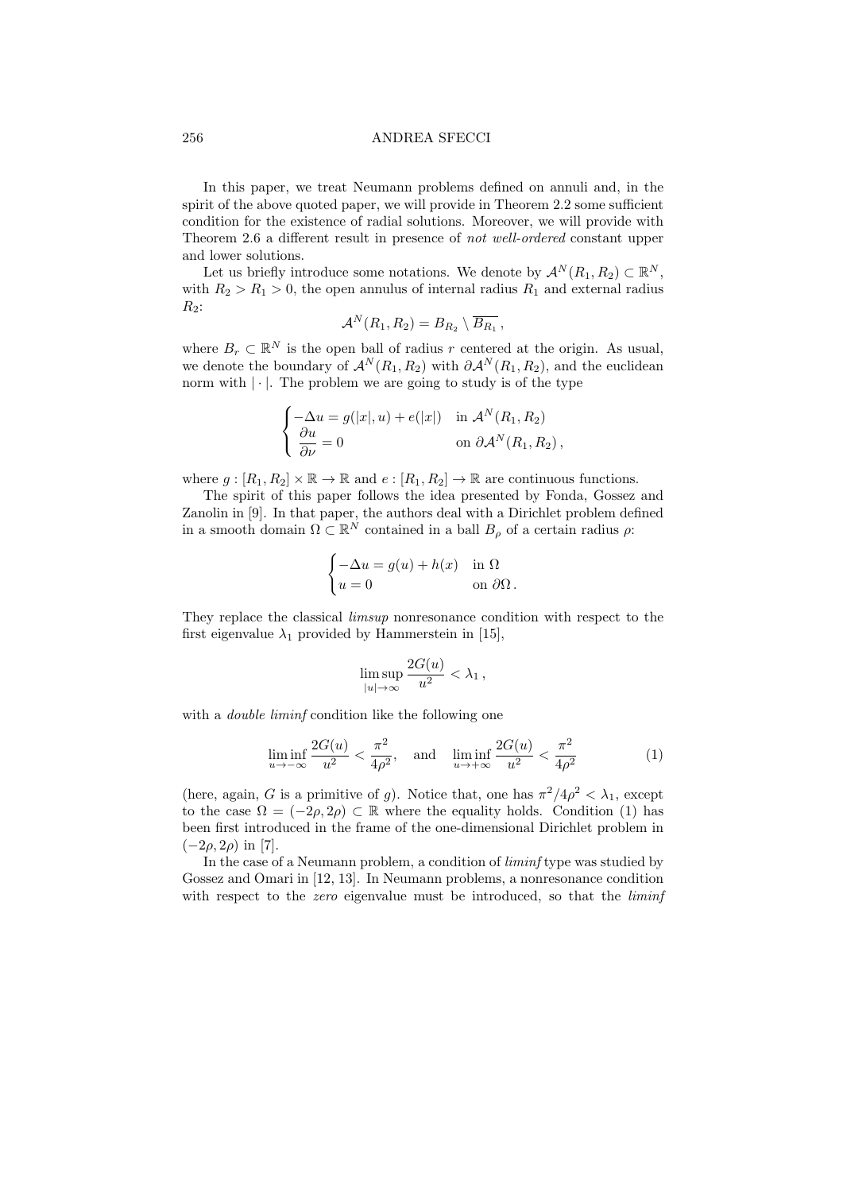In this paper, we treat Neumann problems defined on annuli and, in the spirit of the above quoted paper, we will provide in Theorem 2.2 some sufficient condition for the existence of radial solutions. Moreover, we will provide with Theorem 2.6 a different result in presence of *not well-ordered* constant upper and lower solutions.

Let us briefly introduce some notations. We denote by $\mathcal{A}^N(R_1, R_2) \subset \mathbb{R}^N$, with $R_2 > R_1 > 0$, the open annulus of internal radius $R_1$ and external radius $R_2$:

$$\mathcal{A}^N(R_1, R_2) = B_{R_2} \setminus \overline{B_{R_1}}\,,$$

where $B_r \subset \mathbb{R}^N$ is the open ball of radius $r$ centered at the origin. As usual, we denote the boundary of $\mathcal{A}^N(R_1, R_2)$ with $\partial\mathcal{A}^N(R_1, R_2)$, and the euclidean norm with $|\cdot|$. The problem we are going to study is of the type

$$\begin{cases} -\Delta u = g(|x|, u) + e(|x|) & \text{in } \mathcal{A}^N(R_1, R_2) \\ \dfrac{\partial u}{\partial \nu} = 0 & \text{on } \partial\mathcal{A}^N(R_1, R_2)\,, \end{cases}$$

where $g : [R_1, R_2] \times \mathbb{R} \to \mathbb{R}$ and $e : [R_1, R_2] \to \mathbb{R}$ are continuous functions.

The spirit of this paper follows the idea presented by Fonda, Gossez and Zanolin in [9]. In that paper, the authors deal with a Dirichlet problem defined in a smooth domain $\Omega \subset \mathbb{R}^N$ contained in a ball $B_\rho$ of a certain radius $\rho$:

$$\begin{cases} -\Delta u = g(u) + h(x) & \text{in } \Omega \\ u = 0 & \text{on } \partial\Omega\,. \end{cases}$$

They replace the classical *limsup* nonresonance condition with respect to the first eigenvalue $\lambda_1$ provided by Hammerstein in [15],

$$\limsup_{|u|\to\infty} \frac{2G(u)}{u^2} < \lambda_1\,,$$

with a *double liminf* condition like the following one

$$\liminf_{u\to-\infty} \frac{2G(u)}{u^2} < \frac{\pi^2}{4\rho^2}, \quad \text{and} \quad \liminf_{u\to+\infty} \frac{2G(u)}{u^2} < \frac{\pi^2}{4\rho^2} \tag{1}$$

(here, again, $G$ is a primitive of $g$). Notice that, one has $\pi^2/4\rho^2 < \lambda_1$, except to the case $\Omega = (-2\rho, 2\rho) \subset \mathbb{R}$ where the equality holds. Condition (1) has been first introduced in the frame of the one-dimensional Dirichlet problem in $(-2\rho, 2\rho)$ in [7].

In the case of a Neumann problem, a condition of *liminf* type was studied by Gossez and Omari in [12, 13]. In Neumann problems, a nonresonance condition with respect to the *zero* eigenvalue must be introduced, so that the *liminf*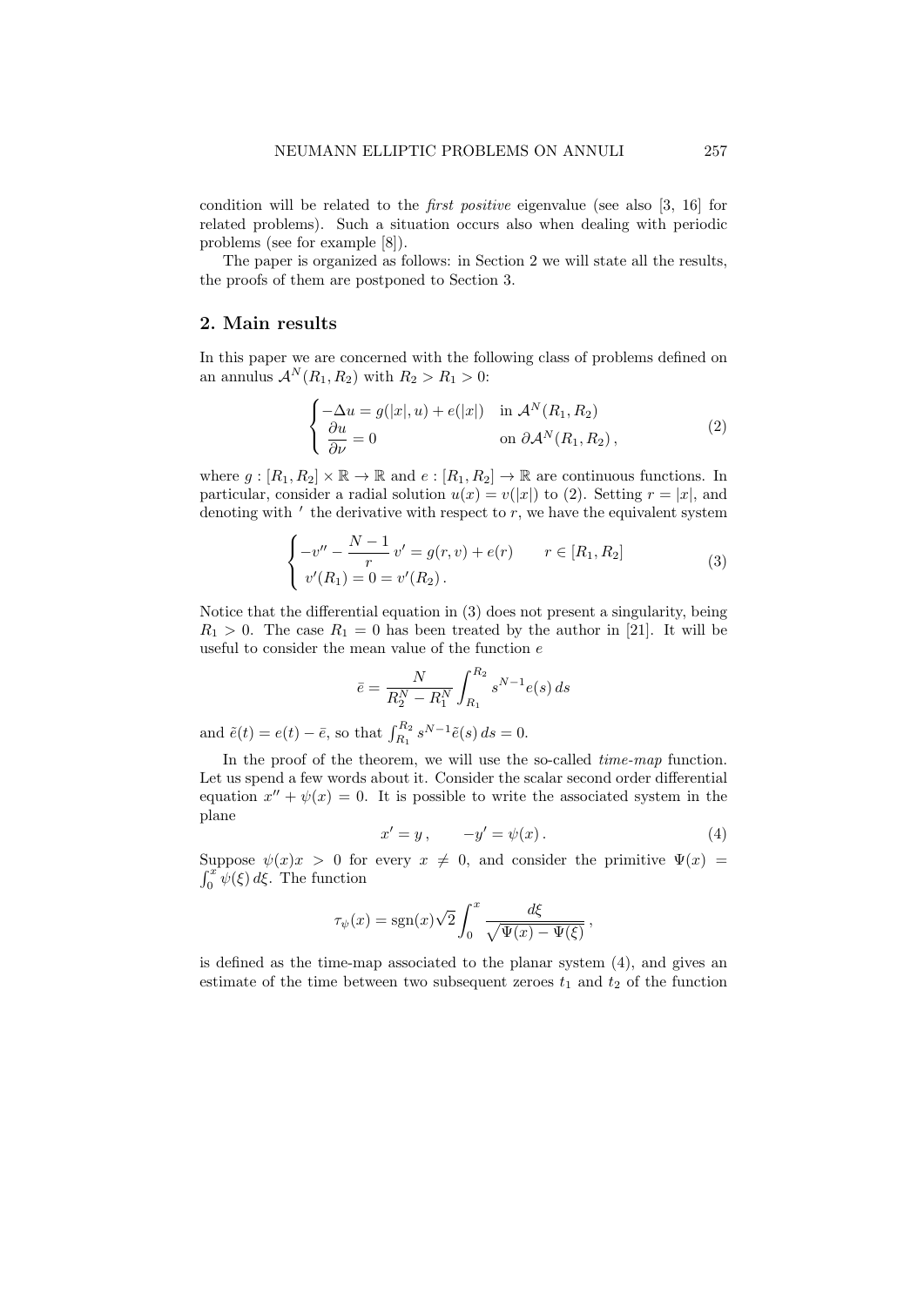condition will be related to the *first positive* eigenvalue (see also [3, 16] for related problems). Such a situation occurs also when dealing with periodic problems (see for example [8]).

The paper is organized as follows: in Section 2 we will state all the results, the proofs of them are postponed to Section 3.

## 2. Main results

In this paper we are concerned with the following class of problems defined on an annulus $\mathcal{A}^N(R_1, R_2)$ with $R_2 > R_1 > 0$:

$$\begin{cases} -\Delta u = g(|x|, u) + e(|x|) & \text{in } \mathcal{A}^N(R_1, R_2) \\ \dfrac{\partial u}{\partial \nu} = 0 & \text{on } \partial\mathcal{A}^N(R_1, R_2)\,, \end{cases} \tag{2}$$

where $g : [R_1, R_2] \times \mathbb{R} \to \mathbb{R}$ and $e : [R_1, R_2] \to \mathbb{R}$ are continuous functions. In particular, consider a radial solution $u(x) = v(|x|)$ to (2). Setting $r = |x|$, and denoting with $'$ the derivative with respect to $r$, we have the equivalent system

$$\begin{cases} -v'' - \dfrac{N-1}{r}\, v' = g(r, v) + e(r) & r \in [R_1, R_2] \\ v'(R_1) = 0 = v'(R_2)\,. \end{cases} \tag{3}$$

Notice that the differential equation in (3) does not present a singularity, being $R_1 > 0$. The case $R_1 = 0$ has been treated by the author in [21]. It will be useful to consider the mean value of the function $e$

$$\bar{e} = \frac{N}{R_2^N - R_1^N} \int_{R_1}^{R_2} s^{N-1} e(s)\, ds$$

and $\tilde{e}(t) = e(t) - \bar{e}$, so that $\int_{R_1}^{R_2} s^{N-1} \tilde{e}(s)\, ds = 0$.

In the proof of the theorem, we will use the so-called *time-map* function. Let us spend a few words about it. Consider the scalar second order differential equation $x'' + \psi(x) = 0$. It is possible to write the associated system in the plane

$$x' = y\,, \qquad -y' = \psi(x)\,. \tag{4}$$

Suppose $\psi(x)x > 0$ for every $x \neq 0$, and consider the primitive $\Psi(x) = \int_0^x \psi(\xi)\, d\xi$. The function

$$\tau_\psi(x) = \operatorname{sgn}(x)\sqrt{2} \int_0^x \frac{d\xi}{\sqrt{\Psi(x) - \Psi(\xi)}}\,,$$

is defined as the time-map associated to the planar system (4), and gives an estimate of the time between two subsequent zeroes $t_1$ and $t_2$ of the function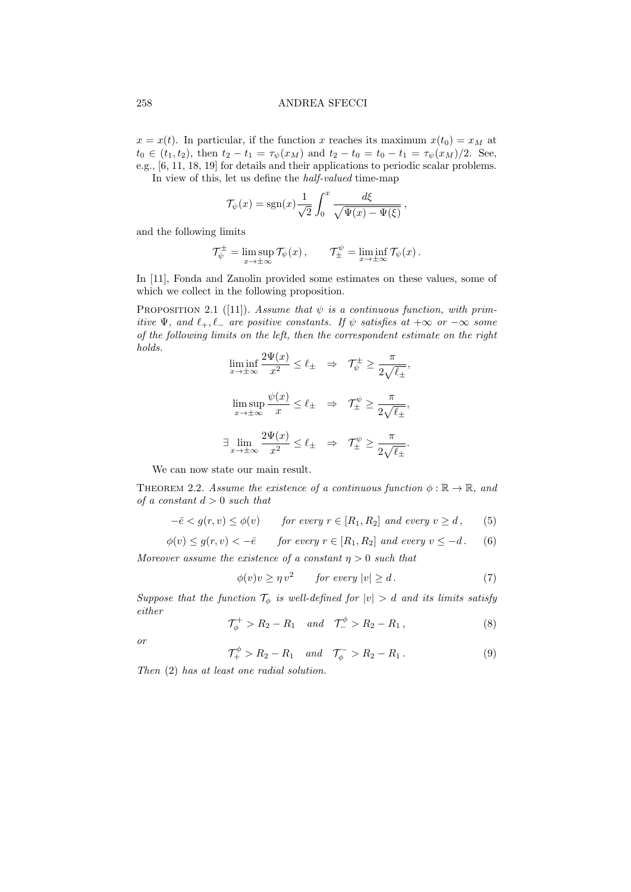$x = x(t)$. In particular, if the function $x$ reaches its maximum $x(t_0) = x_M$ at $t_0 \in (t_1, t_2)$, then $t_2 - t_1 = \tau_\psi(x_M)$ and $t_2 - t_0 = t_0 - t_1 = \tau_\psi(x_M)/2$. See, e.g., [6, 11, 18, 19] for details and their applications to periodic scalar problems.

In view of this, let us define the *half-valued* time-map

$$\mathcal{T}_\psi(x) = \operatorname{sgn}(x)\frac{1}{\sqrt{2}}\int_0^x \frac{d\xi}{\sqrt{\Psi(x) - \Psi(\xi)}}\,,$$

and the following limits

$$\mathcal{T}_\psi^\pm = \limsup_{x\to\pm\infty} \mathcal{T}_\psi(x)\,, \qquad \mathcal{T}_\pm^\psi = \liminf_{x\to\pm\infty} \mathcal{T}_\psi(x)\,.$$

In [11], Fonda and Zanolin provided some estimates on these values, some of which we collect in the following proposition.

Proposition 2.1 ([11]). *Assume that $\psi$ is a continuous function, with primitive $\Psi$, and $\ell_+, \ell_-$ are positive constants. If $\psi$ satisfies at $+\infty$ or $-\infty$ some of the following limits on the left, then the correspondent estimate on the right holds.*

$$\liminf_{x\to\pm\infty} \frac{2\Psi(x)}{x^2} \le \ell_\pm \quad \Rightarrow \quad \mathcal{T}_\psi^\pm \ge \frac{\pi}{2\sqrt{\ell_\pm}},$$

$$\limsup_{x\to\pm\infty} \frac{\psi(x)}{x} \le \ell_\pm \quad \Rightarrow \quad \mathcal{T}_\pm^\psi \ge \frac{\pi}{2\sqrt{\ell_\pm}},$$

$$\exists \lim_{x\to\pm\infty} \frac{2\Psi(x)}{x^2} \le \ell_\pm \quad \Rightarrow \quad \mathcal{T}_\pm^\psi \ge \frac{\pi}{2\sqrt{\ell_\pm}}.$$

We can now state our main result.

Theorem 2.2. *Assume the existence of a continuous function $\phi : \mathbb{R} \to \mathbb{R}$, and of a constant $d > 0$ such that*

$$-\bar{e} < g(r, v) \le \phi(v) \qquad \text{for every } r \in [R_1, R_2] \text{ and every } v \ge d\,, \tag{5}$$

$$\phi(v) \le g(r, v) < -\bar{e} \qquad \text{for every } r \in [R_1, R_2] \text{ and every } v \le -d\,. \tag{6}$$

*Moreover assume the existence of a constant $\eta > 0$ such that*

$$\phi(v)v \ge \eta\, v^2 \qquad \text{for every } |v| \ge d\,. \tag{7}$$

*Suppose that the function $\mathcal{T}_\phi$ is well-defined for $|v| > d$ and its limits satisfy either*

$$\mathcal{T}_\phi^+ > R_2 - R_1 \quad \text{and} \quad \mathcal{T}_-^\phi > R_2 - R_1\,, \tag{8}$$

*or*

$$\mathcal{T}_+^\phi > R_2 - R_1 \quad \text{and} \quad \mathcal{T}_\phi^- > R_2 - R_1\,. \tag{9}$$

*Then* (2) *has at least one radial solution.*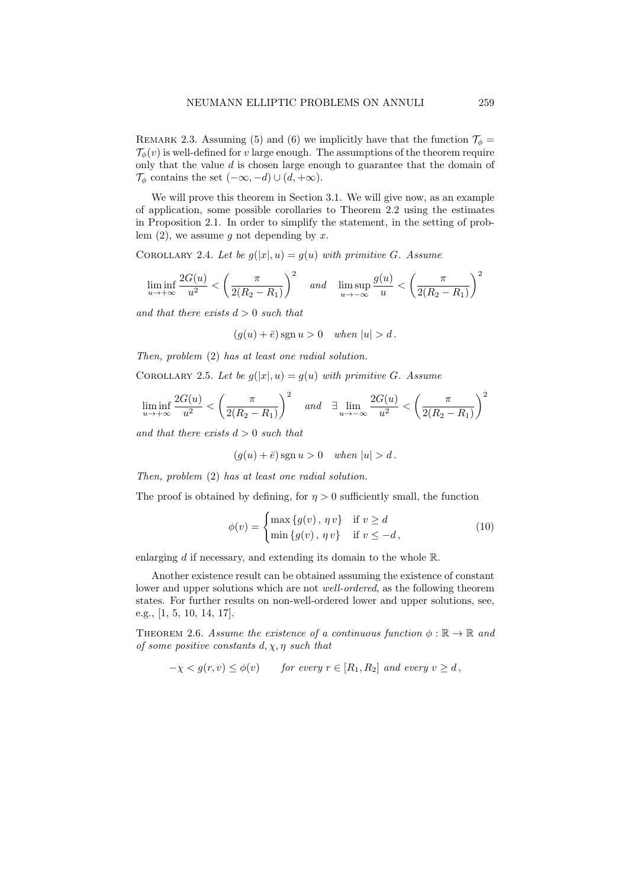Remark 2.3. Assuming (5) and (6) we implicitly have that the function $\mathcal{T}_\phi = \mathcal{T}_\phi(v)$ is well-defined for $v$ large enough. The assumptions of the theorem require only that the value $d$ is chosen large enough to guarantee that the domain of $\mathcal{T}_\phi$ contains the set $(-\infty, -d) \cup (d, +\infty)$.

We will prove this theorem in Section 3.1. We will give now, as an example of application, some possible corollaries to Theorem 2.2 using the estimates in Proposition 2.1. In order to simplify the statement, in the setting of problem (2), we assume $g$ not depending by $x$.

Corollary 2.4. *Let be $g(|x|, u) = g(u)$ with primitive $G$. Assume*

$$\liminf_{u \to +\infty} \frac{2G(u)}{u^2} < \left( \frac{\pi}{2(R_2 - R_1)} \right)^2 \quad \textit{and} \quad \limsup_{u \to -\infty} \frac{g(u)}{u} < \left( \frac{\pi}{2(R_2 - R_1)} \right)^2$$

*and that there exists $d > 0$ such that*

$$(g(u) + \bar{e}) \operatorname{sgn} u > 0 \quad \textit{when } |u| > d \,.$$

*Then, problem* (2) *has at least one radial solution.*

Corollary 2.5. *Let be $g(|x|, u) = g(u)$ with primitive $G$. Assume*

$$\liminf_{u \to +\infty} \frac{2G(u)}{u^2} < \left( \frac{\pi}{2(R_2 - R_1)} \right)^2 \quad \textit{and} \quad \exists \lim_{u \to -\infty} \frac{2G(u)}{u^2} < \left( \frac{\pi}{2(R_2 - R_1)} \right)^2$$

*and that there exists $d > 0$ such that*

$$(g(u) + \bar{e}) \operatorname{sgn} u > 0 \quad \textit{when } |u| > d \,.$$

*Then, problem* (2) *has at least one radial solution.*

The proof is obtained by defining, for $\eta > 0$ sufficiently small, the function

$$\phi(v) = \begin{cases} \max\{g(v) \,,\, \eta v\} & \text{if } v \geq d \\ \min\{g(v) \,,\, \eta v\} & \text{if } v \leq -d \,, \end{cases} \tag{10}$$

enlarging $d$ if necessary, and extending its domain to the whole $\mathbb{R}$.

Another existence result can be obtained assuming the existence of constant lower and upper solutions which are not *well-ordered*, as the following theorem states. For further results on non-well-ordered lower and upper solutions, see, e.g., [1, 5, 10, 14, 17].

Theorem 2.6. *Assume the existence of a continuous function $\phi : \mathbb{R} \to \mathbb{R}$ and of some positive constants $d, \chi, \eta$ such that*

$$-\chi < g(r, v) \leq \phi(v) \qquad \textit{for every } r \in [R_1, R_2] \textit{ and every } v \geq d \,,$$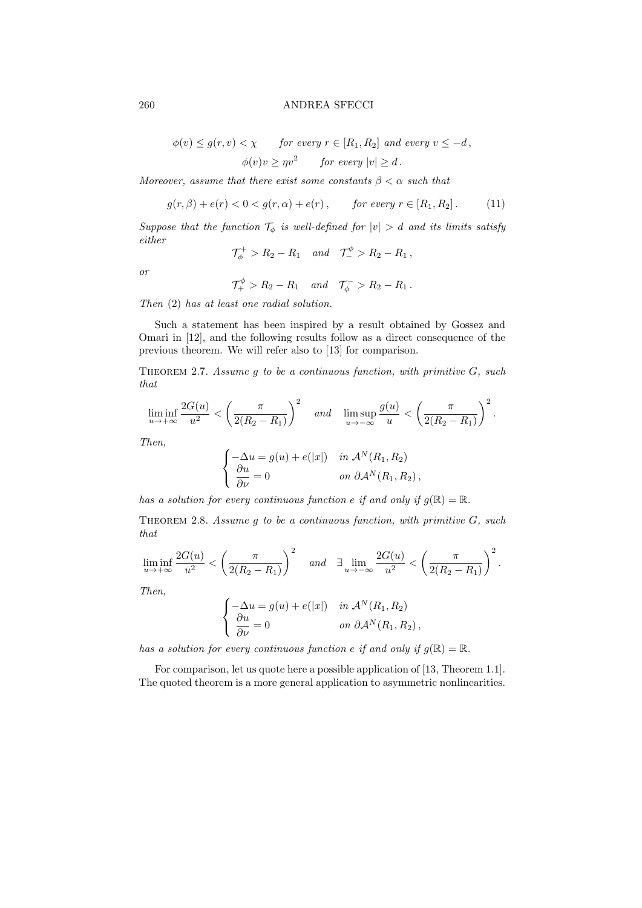$$\phi(v) \leq g(r,v) < \chi \qquad \text{for every } r \in [R_1, R_2] \text{ and every } v \leq -d\,,$$

$$\phi(v)v \geq \eta v^2 \qquad \text{for every } |v| \geq d\,.$$

*Moreover, assume that there exist some constants $\beta < \alpha$ such that*

$$g(r,\beta) + e(r) < 0 < g(r,\alpha) + e(r)\,, \qquad \text{for every } r \in [R_1, R_2]\,. \tag{11}$$

*Suppose that the function $\mathcal{T}_\phi$ is well-defined for $|v| > d$ and its limits satisfy either*

$$\mathcal{T}_\phi^+ > R_2 - R_1 \quad \text{and} \quad \mathcal{T}_-^\phi > R_2 - R_1\,,$$

*or*

$$\mathcal{T}_+^\phi > R_2 - R_1 \quad \text{and} \quad \mathcal{T}_\phi^- > R_2 - R_1\,.$$

*Then* (2) *has at least one radial solution.*

Such a statement has been inspired by a result obtained by Gossez and Omari in [12], and the following results follow as a direct consequence of the previous theorem. We will refer also to [13] for comparison.

Theorem 2.7. *Assume $g$ to be a continuous function, with primitive $G$, such that*

$$\liminf_{u\to+\infty} \frac{2G(u)}{u^2} < \left(\frac{\pi}{2(R_2 - R_1)}\right)^2 \quad \text{and} \quad \limsup_{u\to-\infty} \frac{g(u)}{u} < \left(\frac{\pi}{2(R_2 - R_1)}\right)^2.$$

*Then,*

$$\begin{cases} -\Delta u = g(u) + e(|x|) & \text{in } \mathcal{A}^N(R_1, R_2) \\ \dfrac{\partial u}{\partial \nu} = 0 & \text{on } \partial\mathcal{A}^N(R_1, R_2)\,, \end{cases}$$

*has a solution for every continuous function $e$ if and only if $g(\mathbb{R}) = \mathbb{R}$.*

Theorem 2.8. *Assume $g$ to be a continuous function, with primitive $G$, such that*

$$\liminf_{u\to+\infty} \frac{2G(u)}{u^2} < \left(\frac{\pi}{2(R_2 - R_1)}\right)^2 \quad \text{and} \quad \exists \lim_{u\to-\infty} \frac{2G(u)}{u^2} < \left(\frac{\pi}{2(R_2 - R_1)}\right)^2.$$

*Then,*

$$\begin{cases} -\Delta u = g(u) + e(|x|) & \text{in } \mathcal{A}^N(R_1, R_2) \\ \dfrac{\partial u}{\partial \nu} = 0 & \text{on } \partial\mathcal{A}^N(R_1, R_2)\,, \end{cases}$$

*has a solution for every continuous function $e$ if and only if $g(\mathbb{R}) = \mathbb{R}$.*

For comparison, let us quote here a possible application of [13, Theorem 1.1]. The quoted theorem is a more general application to asymmetric nonlinearities.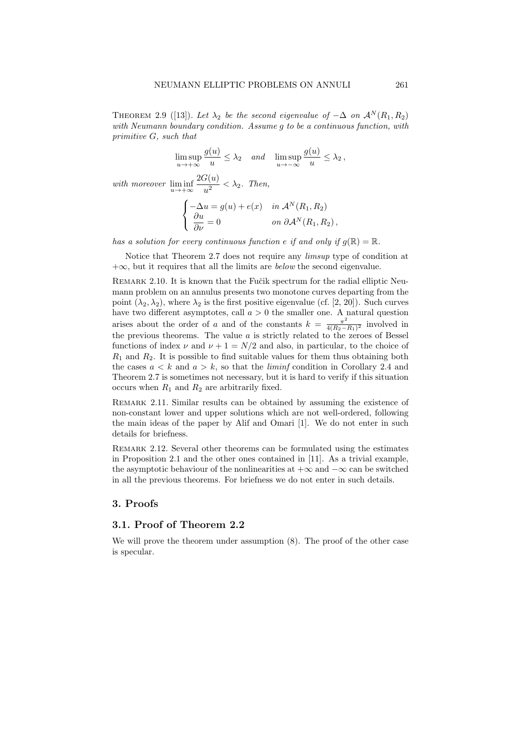THEOREM 2.9 ([13]). *Let $\lambda_2$ be the second eigenvalue of $-\Delta$ on $\mathcal{A}^N(R_1, R_2)$ with Neumann boundary condition. Assume $g$ to be a continuous function, with primitive $G$, such that*

$$\limsup_{u\to+\infty} \frac{g(u)}{u} \le \lambda_2 \quad \textit{and} \quad \limsup_{u\to-\infty} \frac{g(u)}{u} \le \lambda_2 \,,$$

*with moreover* $\liminf_{u\to+\infty} \dfrac{2G(u)}{u^2} < \lambda_2$. *Then,*

$$\begin{cases} -\Delta u = g(u) + e(x) & \textit{in } \mathcal{A}^N(R_1, R_2) \\ \dfrac{\partial u}{\partial \nu} = 0 & \textit{on } \partial\mathcal{A}^N(R_1, R_2)\,, \end{cases}$$

*has a solution for every continuous function $e$ if and only if $g(\mathbb{R}) = \mathbb{R}$.*

Notice that Theorem 2.7 does not require any *limsup* type of condition at $+\infty$, but it requires that all the limits are *below* the second eigenvalue.

REMARK 2.10. It is known that the Fučik spectrum for the radial elliptic Neumann problem on an annulus presents two monotone curves departing from the point $(\lambda_2, \lambda_2)$, where $\lambda_2$ is the first positive eigenvalue (cf. [2, 20]). Such curves have two different asymptotes, call $a > 0$ the smaller one. A natural question arises about the order of $a$ and of the constants $k = \frac{\pi^2}{4(R_2-R_1)^2}$ involved in the previous theorems. The value $a$ is strictly related to the zeroes of Bessel functions of index $\nu$ and $\nu + 1 = N/2$ and also, in particular, to the choice of $R_1$ and $R_2$. It is possible to find suitable values for them thus obtaining both the cases $a < k$ and $a > k$, so that the *liminf* condition in Corollary 2.4 and Theorem 2.7 is sometimes not necessary, but it is hard to verify if this situation occurs when $R_1$ and $R_2$ are arbitrarily fixed.

REMARK 2.11. Similar results can be obtained by assuming the existence of non-constant lower and upper solutions which are not well-ordered, following the main ideas of the paper by Alif and Omari [1]. We do not enter in such details for briefness.

REMARK 2.12. Several other theorems can be formulated using the estimates in Proposition 2.1 and the other ones contained in [11]. As a trivial example, the asymptotic behaviour of the nonlinearities at $+\infty$ and $-\infty$ can be switched in all the previous theorems. For briefness we do not enter in such details.

## 3. Proofs

### 3.1. Proof of Theorem 2.2

We will prove the theorem under assumption (8). The proof of the other case is specular.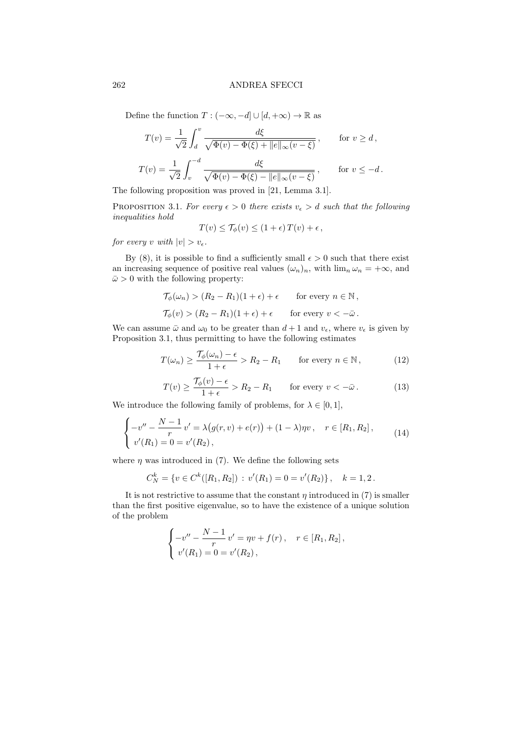Define the function $T : (-\infty, -d] \cup [d, +\infty) \to \mathbb{R}$ as

$$T(v) = \frac{1}{\sqrt{2}} \int_d^v \frac{d\xi}{\sqrt{\Phi(v) - \Phi(\xi) + \|e\|_\infty (v - \xi)}}\,, \qquad \text{for } v \geq d\,,$$

$$T(v) = \frac{1}{\sqrt{2}} \int_v^{-d} \frac{d\xi}{\sqrt{\Phi(v) - \Phi(\xi) - \|e\|_\infty (v - \xi)}}\,, \qquad \text{for } v \leq -d\,.$$

The following proposition was proved in [21, Lemma 3.1].

Proposition 3.1. *For every $\epsilon > 0$ there exists $v_\epsilon > d$ such that the following inequalities hold*

$$T(v) \leq \mathcal{T}_\phi(v) \leq (1 + \epsilon)\, T(v) + \epsilon\,,$$

*for every $v$ with $|v| > v_\epsilon$.*

By (8), it is possible to find a sufficiently small $\epsilon > 0$ such that there exist an increasing sequence of positive real values $(\omega_n)_n$, with $\lim_n \omega_n = +\infty$, and $\bar{\omega} > 0$ with the following property:

$$\mathcal{T}_\phi(\omega_n) > (R_2 - R_1)(1 + \epsilon) + \epsilon \qquad \text{for every } n \in \mathbb{N}\,,$$

$$\mathcal{T}_\phi(v) > (R_2 - R_1)(1 + \epsilon) + \epsilon \qquad \text{for every } v < -\bar{\omega}\,.$$

We can assume $\bar{\omega}$ and $\omega_0$ to be greater than $d + 1$ and $v_\epsilon$, where $v_\epsilon$ is given by Proposition 3.1, thus permitting to have the following estimates

$$T(\omega_n) \geq \frac{\mathcal{T}_\phi(\omega_n) - \epsilon}{1 + \epsilon} > R_2 - R_1 \qquad \text{for every } n \in \mathbb{N}\,, \tag{12}$$

$$T(v) \geq \frac{\mathcal{T}_\phi(v) - \epsilon}{1 + \epsilon} > R_2 - R_1 \qquad \text{for every } v < -\bar{\omega}\,. \tag{13}$$

We introduce the following family of problems, for $\lambda \in [0, 1]$,

$$\begin{cases} -v'' - \dfrac{N-1}{r}\, v' = \lambda\big(g(r, v) + e(r)\big) + (1 - \lambda)\eta v\,, \quad r \in [R_1, R_2]\,, \\ v'(R_1) = 0 = v'(R_2)\,, \end{cases} \tag{14}$$

where $\eta$ was introduced in (7). We define the following sets

$$C_N^k = \{v \in C^k([R_1, R_2]) \,:\, v'(R_1) = 0 = v'(R_2)\}\,, \quad k = 1, 2\,.$$

It is not restrictive to assume that the constant $\eta$ introduced in (7) is smaller than the first positive eigenvalue, so to have the existence of a unique solution of the problem

$$\begin{cases} -v'' - \dfrac{N-1}{r}\, v' = \eta v + f(r)\,, \quad r \in [R_1, R_2]\,, \\ v'(R_1) = 0 = v'(R_2)\,, \end{cases}$$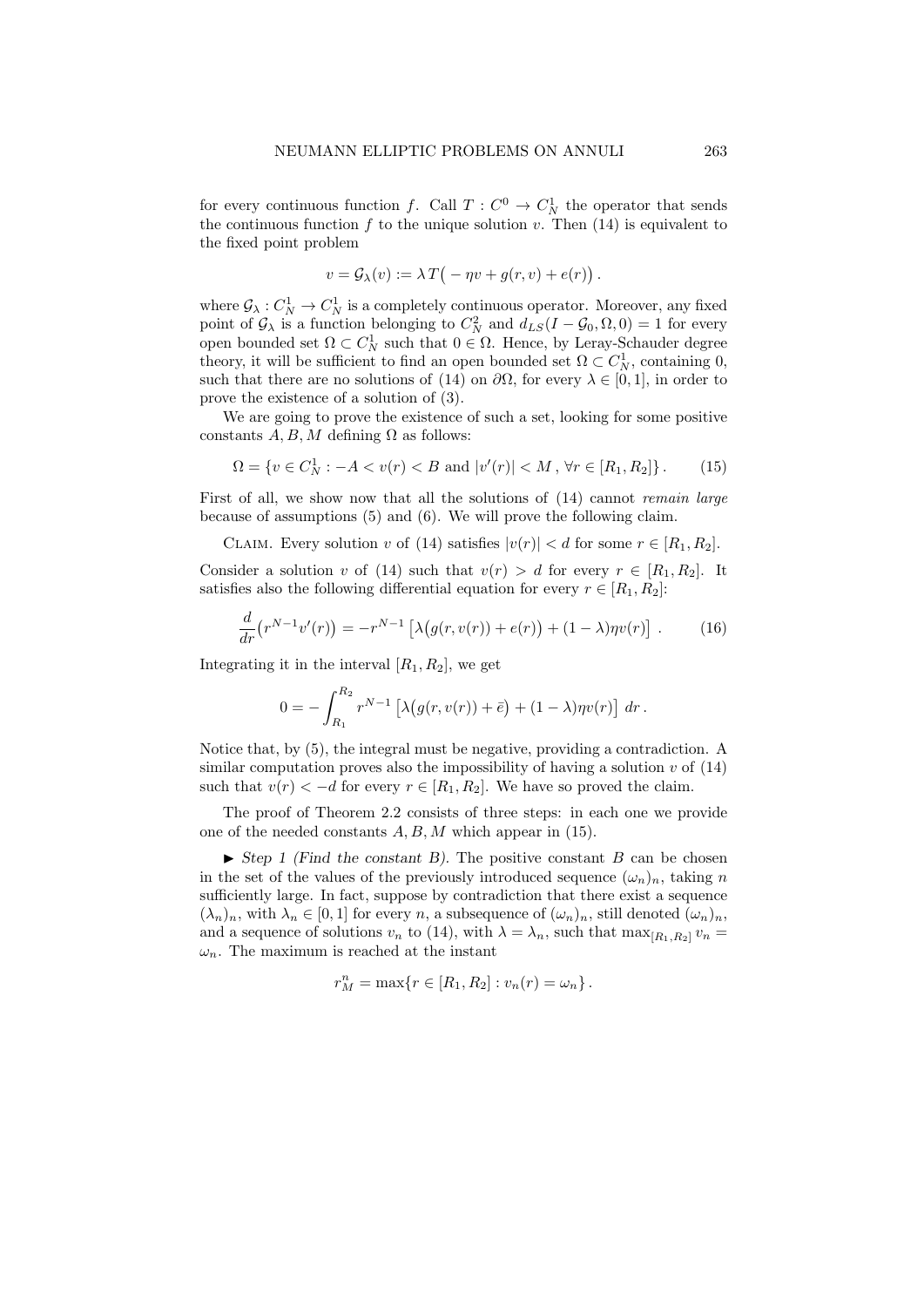for every continuous function $f$. Call $T : C^0 \to C^1_N$ the operator that sends the continuous function $f$ to the unique solution $v$. Then (14) is equivalent to the fixed point problem

$$v = \mathcal{G}_\lambda(v) := \lambda\, T\big( -\eta v + g(r, v) + e(r)\big)\,.$$

where $\mathcal{G}_\lambda : C^1_N \to C^1_N$ is a completely continuous operator. Moreover, any fixed point of $\mathcal{G}_\lambda$ is a function belonging to $C^2_N$ and $d_{LS}(I - \mathcal{G}_0, \Omega, 0) = 1$ for every open bounded set $\Omega \subset C^1_N$ such that $0 \in \Omega$. Hence, by Leray-Schauder degree theory, it will be sufficient to find an open bounded set $\Omega \subset C^1_N$, containing 0, such that there are no solutions of (14) on $\partial\Omega$, for every $\lambda \in [0, 1]$, in order to prove the existence of a solution of (3).

We are going to prove the existence of such a set, looking for some positive constants $A, B, M$ defining $\Omega$ as follows:

$$\Omega = \{v \in C^1_N : -A < v(r) < B \text{ and } |v'(r)| < M\,,\ \forall r \in [R_1, R_2]\}\,. \tag{15}$$

First of all, we show now that all the solutions of (14) cannot *remain large* because of assumptions (5) and (6). We will prove the following claim.

Claim. Every solution $v$ of (14) satisfies $|v(r)| < d$ for some $r \in [R_1, R_2]$.

Consider a solution $v$ of (14) such that $v(r) > d$ for every $r \in [R_1, R_2]$. It satisfies also the following differential equation for every $r \in [R_1, R_2]$:

$$\frac{d}{dr}\big(r^{N-1}v'(r)\big) = -r^{N-1}\left[\lambda\big(g(r, v(r)) + e(r)\big) + (1-\lambda)\eta v(r)\right]\,. \tag{16}$$

Integrating it in the interval $[R_1, R_2]$, we get

$$0 = -\int_{R_1}^{R_2} r^{N-1}\left[\lambda\big(g(r, v(r)) + \bar{e}\big) + (1-\lambda)\eta v(r)\right]\, dr\,.$$

Notice that, by (5), the integral must be negative, providing a contradiction. A similar computation proves also the impossibility of having a solution $v$ of (14) such that $v(r) < -d$ for every $r \in [R_1, R_2]$. We have so proved the claim.

The proof of Theorem 2.2 consists of three steps: in each one we provide one of the needed constants $A, B, M$ which appear in (15).

► *Step 1 (Find the constant B).* The positive constant $B$ can be chosen in the set of the values of the previously introduced sequence $(\omega_n)_n$, taking $n$ sufficiently large. In fact, suppose by contradiction that there exist a sequence $(\lambda_n)_n$, with $\lambda_n \in [0, 1]$ for every $n$, a subsequence of $(\omega_n)_n$, still denoted $(\omega_n)_n$, and a sequence of solutions $v_n$ to (14), with $\lambda = \lambda_n$, such that $\max_{[R_1,R_2]} v_n = \omega_n$. The maximum is reached at the instant

$$r^n_M = \max\{r \in [R_1, R_2] : v_n(r) = \omega_n\}\,.$$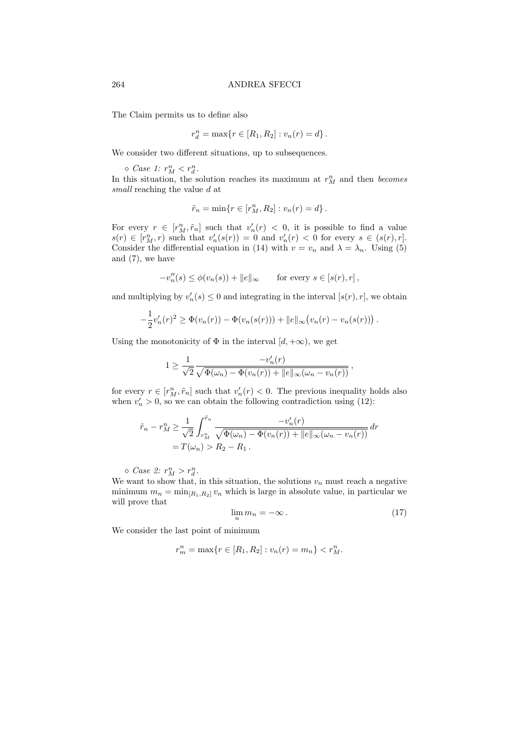The Claim permits us to define also

$$r_d^n = \max\{r \in [R_1, R_2] : v_n(r) = d\}\,.$$

We consider two different situations, up to subsequences.

$\diamond$ *Case 1:* $r_M^n < r_d^n$.
In this situation, the solution reaches its maximum at $r_M^n$ and then *becomes small* reaching the value $d$ at

$$\tilde r_n = \min\{r \in [r_M^n, R_2] : v_n(r) = d\}\,.$$

For every $r \in [r_M^n, \tilde r_n]$ such that $v_n'(r) < 0$, it is possible to find a value $s(r) \in [r_M^n, r)$ such that $v_n'(s(r)) = 0$ and $v_n'(r) < 0$ for every $s \in (s(r), r]$. Consider the differential equation in (14) with $v = v_n$ and $\lambda = \lambda_n$. Using (5) and (7), we have

$$-v_n''(s) \le \phi(v_n(s)) + \|e\|_\infty \qquad \text{for every } s \in [s(r), r]\,,$$

and multiplying by $v_n'(s) \le 0$ and integrating in the interval $[s(r), r]$, we obtain

$$-\frac{1}{2} v_n'(r)^2 \ge \Phi(v_n(r)) - \Phi(v_n(s(r))) + \|e\|_\infty \big(v_n(r) - v_n(s(r))\big)\,.$$

Using the monotonicity of $\Phi$ in the interval $[d, +\infty)$, we get

$$1 \ge \frac{1}{\sqrt{2}} \frac{-v_n'(r)}{\sqrt{\Phi(\omega_n) - \Phi(v_n(r)) + \|e\|_\infty(\omega_n - v_n(r))}}\,,$$

for every $r \in [r_M^n, \tilde r_n]$ such that $v_n'(r) < 0$. The previous inequality holds also when $v_n' > 0$, so we can obtain the following contradiction using (12):

$$\begin{aligned}
\tilde r_n - r_M^n &\ge \frac{1}{\sqrt{2}} \int_{r_M^n}^{\tilde r_n} \frac{-v_n'(r)}{\sqrt{\Phi(\omega_n) - \Phi(v_n(r)) + \|e\|_\infty(\omega_n - v_n(r))}}\, dr \\
&= T(\omega_n) > R_2 - R_1\,.
\end{aligned}$$

$\diamond$ *Case 2:* $r_M^n > r_d^n$.
We want to show that, in this situation, the solutions $v_n$ must reach a negative minimum $m_n = \min_{[R_1,R_2]} v_n$ which is large in absolute value, in particular we will prove that

$$\lim_n m_n = -\infty\,. \tag{17}$$

We consider the last point of minimum

$$r_m^n = \max\{r \in [R_1, R_2] : v_n(r) = m_n\} < r_M^n.$$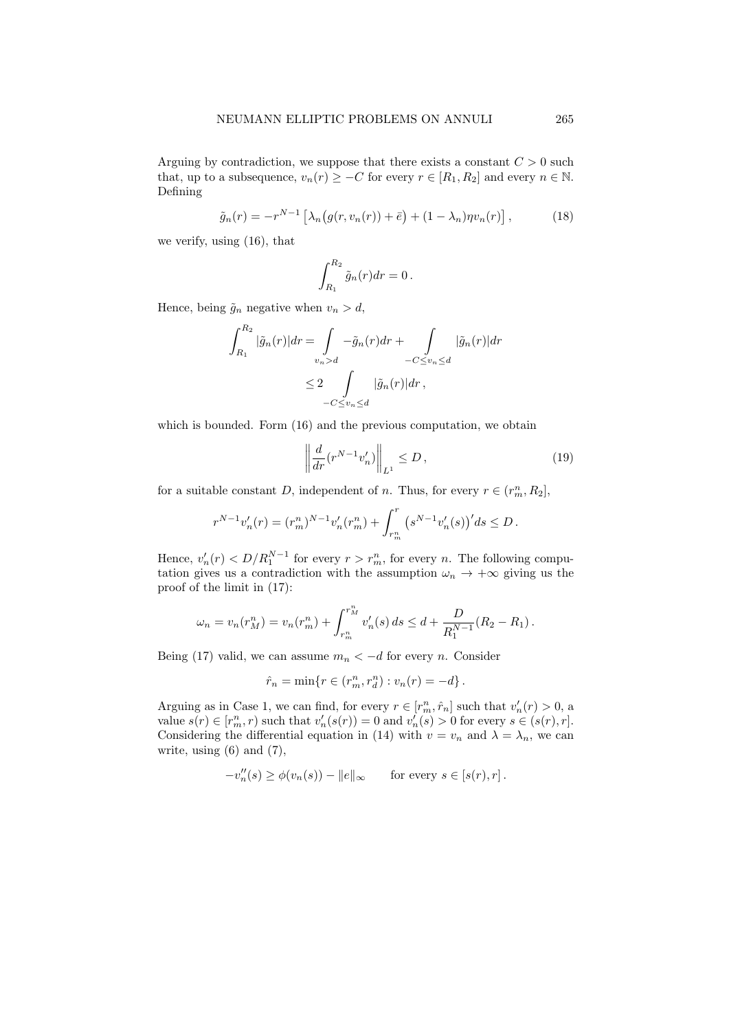Arguing by contradiction, we suppose that there exists a constant $C > 0$ such that, up to a subsequence, $v_n(r) \geq -C$ for every $r \in [R_1, R_2]$ and every $n \in \mathbb{N}$. Defining

$$
\tilde{g}_n(r) = -r^{N-1}\left[\lambda_n\big(g(r, v_n(r)) + \bar{e}\big) + (1-\lambda_n)\eta v_n(r)\right], \tag{18}
$$

we verify, using (16), that

$$
\int_{R_1}^{R_2} \tilde{g}_n(r) dr = 0\,.
$$

Hence, being $\tilde{g}_n$ negative when $v_n > d$,

$$
\begin{aligned}
\int_{R_1}^{R_2} |\tilde{g}_n(r)| dr &= \int_{v_n > d} -\tilde{g}_n(r) dr + \int_{-C \leq v_n \leq d} |\tilde{g}_n(r)| dr \\
&\leq 2 \int_{-C \leq v_n \leq d} |\tilde{g}_n(r)| dr\,,
\end{aligned}
$$

which is bounded. Form (16) and the previous computation, we obtain

$$
\left\| \frac{d}{dr}(r^{N-1} v_n') \right\|_{L^1} \leq D\,, \tag{19}
$$

for a suitable constant $D$, independent of $n$. Thus, for every $r \in (r_m^n, R_2]$,

$$
r^{N-1} v_n'(r) = (r_m^n)^{N-1} v_n'(r_m^n) + \int_{r_m^n}^{r} \big(s^{N-1} v_n'(s)\big)' ds \leq D\,.
$$

Hence, $v_n'(r) < D/R_1^{N-1}$ for every $r > r_m^n$, for every $n$. The following computation gives us a contradiction with the assumption $\omega_n \to +\infty$ giving us the proof of the limit in (17):

$$
\omega_n = v_n(r_M^n) = v_n(r_m^n) + \int_{r_m^n}^{r_M^n} v_n'(s)\, ds \leq d + \frac{D}{R_1^{N-1}}(R_2 - R_1)\,.
$$

Being (17) valid, we can assume $m_n < -d$ for every $n$. Consider

$$
\hat{r}_n = \min\{r \in (r_m^n, r_d^n) : v_n(r) = -d\}\,.
$$

Arguing as in Case 1, we can find, for every $r \in [r_m^n, \hat{r}_n]$ such that $v_n'(r) > 0$, a value $s(r) \in [r_m^n, r)$ such that $v_n'(s(r)) = 0$ and $v_n'(s) > 0$ for every $s \in (s(r), r]$. Considering the differential equation in (14) with $v = v_n$ and $\lambda = \lambda_n$, we can write, using (6) and (7),

$$
-v_n''(s) \geq \phi(v_n(s)) - \|e\|_\infty \qquad \text{for every } s \in [s(r), r]\,.
$$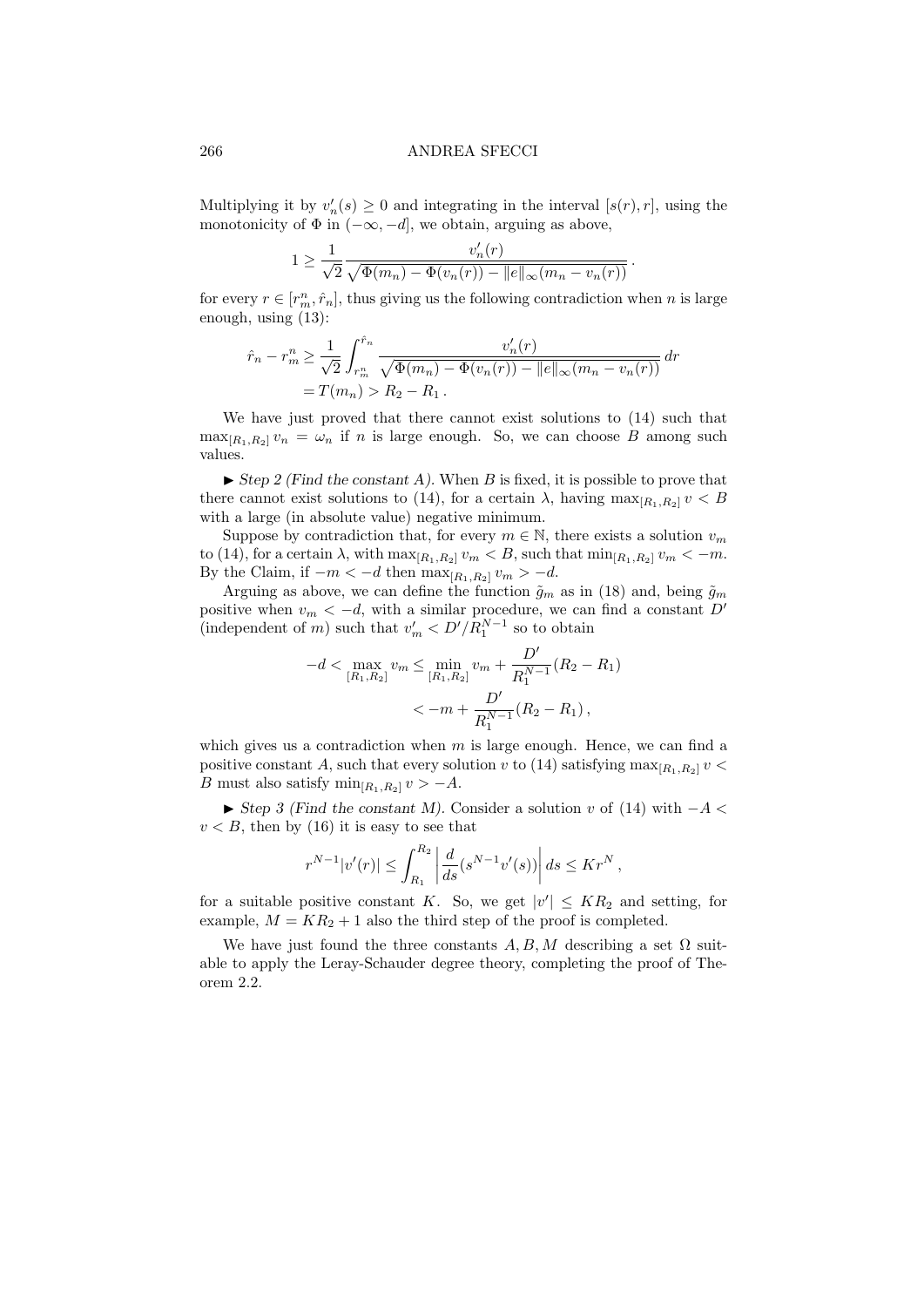Multiplying it by $v_n'(s) \geq 0$ and integrating in the interval $[s(r), r]$, using the monotonicity of $\Phi$ in $(-\infty, -d]$, we obtain, arguing as above,

$$1 \geq \frac{1}{\sqrt{2}} \frac{v_n'(r)}{\sqrt{\Phi(m_n) - \Phi(v_n(r)) - \|e\|_\infty (m_n - v_n(r))}} \,.$$

for every $r \in [r_m^n, \hat{r}_n]$, thus giving us the following contradiction when $n$ is large enough, using (13):

$$\begin{aligned}
\hat{r}_n - r_m^n &\geq \frac{1}{\sqrt{2}} \int_{r_m^n}^{\hat{r}_n} \frac{v_n'(r)}{\sqrt{\Phi(m_n) - \Phi(v_n(r)) - \|e\|_\infty (m_n - v_n(r))}} \, dr \\
&= T(m_n) > R_2 - R_1 \,.
\end{aligned}$$

We have just proved that there cannot exist solutions to (14) such that $\max_{[R_1,R_2]} v_n = \omega_n$ if $n$ is large enough. So, we can choose $B$ among such values.

► *Step 2 (Find the constant A).* When $B$ is fixed, it is possible to prove that there cannot exist solutions to (14), for a certain $\lambda$, having $\max_{[R_1,R_2]} v < B$ with a large (in absolute value) negative minimum.

Suppose by contradiction that, for every $m \in \mathbb{N}$, there exists a solution $v_m$ to (14), for a certain $\lambda$, with $\max_{[R_1,R_2]} v_m < B$, such that $\min_{[R_1,R_2]} v_m < -m$. By the Claim, if $-m < -d$ then $\max_{[R_1,R_2]} v_m > -d$.

Arguing as above, we can define the function $\tilde{g}_m$ as in (18) and, being $\tilde{g}_m$ positive when $v_m < -d$, with a similar procedure, we can find a constant $D'$ (independent of $m$) such that $v_m' < D'/R_1^{N-1}$ so to obtain

$$\begin{aligned}
-d < \max_{[R_1,R_2]} v_m &\leq \min_{[R_1,R_2]} v_m + \frac{D'}{R_1^{N-1}}(R_2 - R_1) \\
&< -m + \frac{D'}{R_1^{N-1}}(R_2 - R_1) \,,
\end{aligned}$$

which gives us a contradiction when $m$ is large enough. Hence, we can find a positive constant $A$, such that every solution $v$ to (14) satisfying $\max_{[R_1,R_2]} v < B$ must also satisfy $\min_{[R_1,R_2]} v > -A$.

► *Step 3 (Find the constant M).* Consider a solution $v$ of (14) with $-A < v < B$, then by (16) it is easy to see that

$$r^{N-1}|v'(r)| \leq \int_{R_1}^{R_2} \left| \frac{d}{ds}(s^{N-1} v'(s)) \right| ds \leq K r^N \,,$$

for a suitable positive constant $K$. So, we get $|v'| \leq K R_2$ and setting, for example, $M = K R_2 + 1$ also the third step of the proof is completed.

We have just found the three constants $A, B, M$ describing a set $\Omega$ suitable to apply the Leray-Schauder degree theory, completing the proof of Theorem 2.2.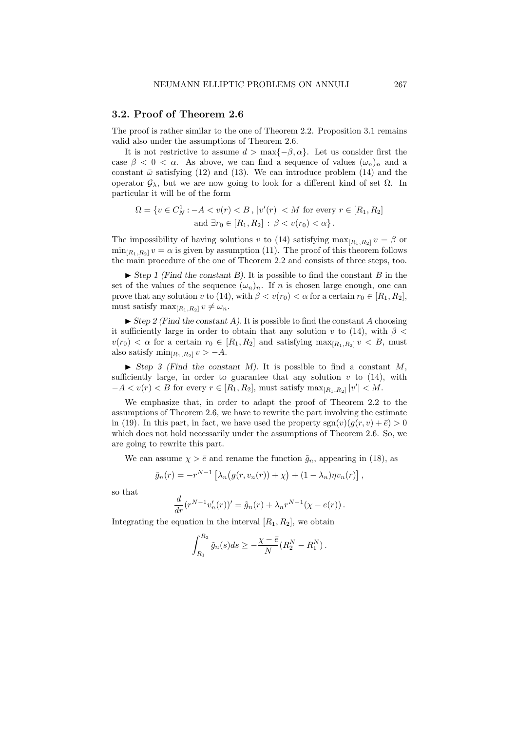### 3.2. Proof of Theorem 2.6

The proof is rather similar to the one of Theorem 2.2. Proposition 3.1 remains valid also under the assumptions of Theorem 2.6.

It is not restrictive to assume $d > \max\{-\beta, \alpha\}$. Let us consider first the case $\beta < 0 < \alpha$. As above, we can find a sequence of values $(\omega_n)_n$ and a constant $\bar{\omega}$ satisfying (12) and (13). We can introduce problem (14) and the operator $\mathcal{G}_\lambda$, but we are now going to look for a different kind of set $\Omega$. In particular it will be of the form

$$\Omega = \{v \in C^1_N : -A < v(r) < B\,,\ |v'(r)| < M \text{ for every } r \in [R_1, R_2] \\ \text{and } \exists r_0 \in [R_1, R_2] \,:\, \beta < v(r_0) < \alpha\}\,.$$

The impossibility of having solutions $v$ to (14) satisfying $\max_{[R_1,R_2]} v = \beta$ or $\min_{[R_1,R_2]} v = \alpha$ is given by assumption (11). The proof of this theorem follows the main procedure of the one of Theorem 2.2 and consists of three steps, too.

► *Step 1 (Find the constant B).* It is possible to find the constant $B$ in the set of the values of the sequence $(\omega_n)_n$. If $n$ is chosen large enough, one can prove that any solution $v$ to (14), with $\beta < v(r_0) < \alpha$ for a certain $r_0 \in [R_1, R_2]$, must satisfy $\max_{[R_1,R_2]} v \neq \omega_n$.

► *Step 2 (Find the constant A).* It is possible to find the constant $A$ choosing it sufficiently large in order to obtain that any solution $v$ to (14), with $\beta < v(r_0) < \alpha$ for a certain $r_0 \in [R_1, R_2]$ and satisfying $\max_{[R_1,R_2]} v < B$, must also satisfy $\min_{[R_1,R_2]} v > -A$.

► *Step 3 (Find the constant M).* It is possible to find a constant $M$, sufficiently large, in order to guarantee that any solution $v$ to (14), with $-A < v(r) < B$ for every $r \in [R_1, R_2]$, must satisfy $\max_{[R_1,R_2]} |v'| < M$.

We emphasize that, in order to adapt the proof of Theorem 2.2 to the assumptions of Theorem 2.6, we have to rewrite the part involving the estimate in (19). In this part, in fact, we have used the property $\operatorname{sgn}(v)(g(r, v) + \bar{e}) > 0$ which does not hold necessarily under the assumptions of Theorem 2.6. So, we are going to rewrite this part.

We can assume $\chi > \bar{e}$ and rename the function $\tilde{g}_n$, appearing in (18), as

$$\tilde{g}_n(r) = -r^{N-1}\left[\lambda_n\big(g(r, v_n(r)) + \chi\big) + (1 - \lambda_n)\eta v_n(r)\right],$$

so that

$$\frac{d}{dr}(r^{N-1}v_n'(r))' = \tilde{g}_n(r) + \lambda_n r^{N-1}(\chi - e(r))\,.$$

Integrating the equation in the interval $[R_1, R_2]$, we obtain

$$\int_{R_1}^{R_2} \tilde{g}_n(s)ds \geq -\frac{\chi - \bar{e}}{N}(R_2^N - R_1^N)\,.$$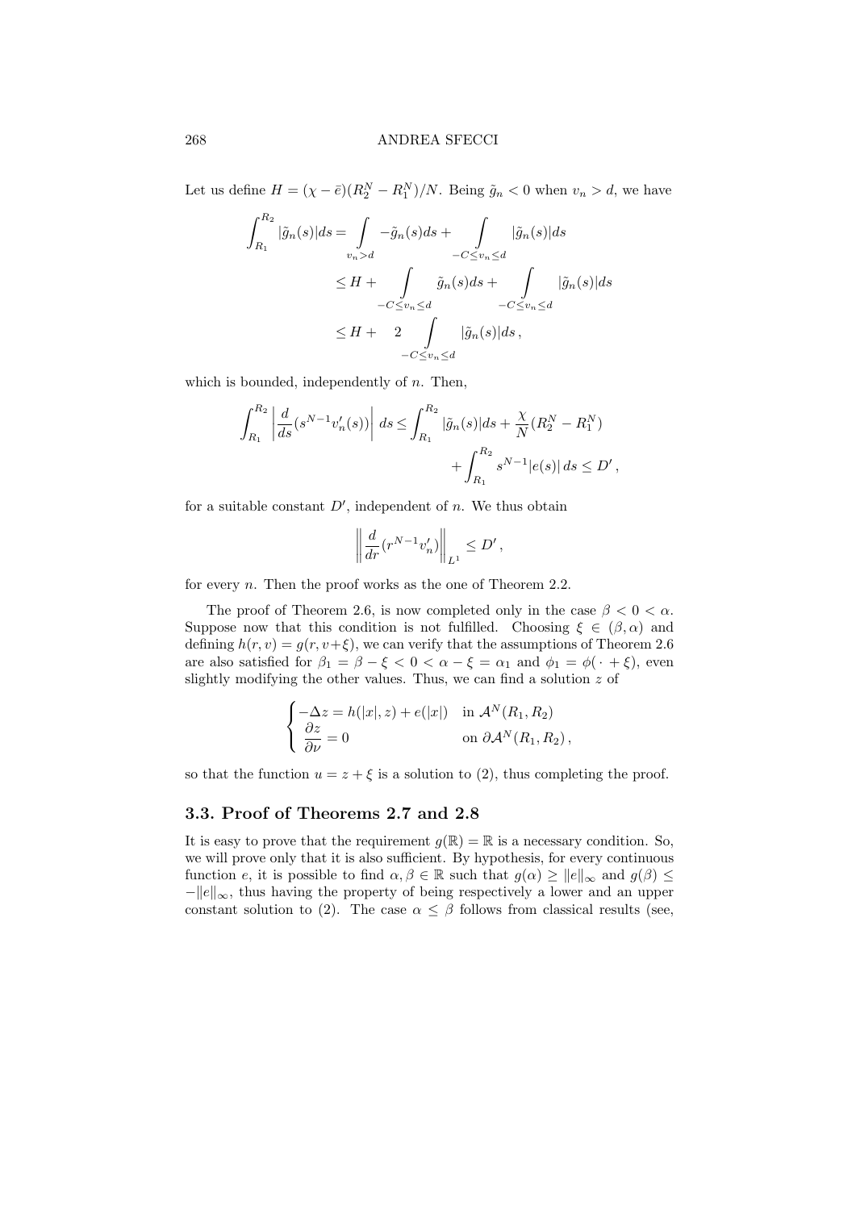Let us define $H = (\chi - \bar{e})(R_2^N - R_1^N)/N$. Being $\tilde{g}_n < 0$ when $v_n > d$, we have

$$
\begin{aligned}
\int_{R_1}^{R_2} |\tilde{g}_n(s)| ds &= \int_{v_n > d} -\tilde{g}_n(s) ds + \int_{-C \le v_n \le d} |\tilde{g}_n(s)| ds \\
&\le H + \int_{-C \le v_n \le d} \tilde{g}_n(s) ds + \int_{-C \le v_n \le d} |\tilde{g}_n(s)| ds \\
&\le H + \quad 2 \int_{-C \le v_n \le d} |\tilde{g}_n(s)| ds \,,
\end{aligned}
$$

which is bounded, independently of $n$. Then,

$$
\begin{aligned}
\int_{R_1}^{R_2} \left| \frac{d}{ds}(s^{N-1} v_n'(s)) \right| ds \le \int_{R_1}^{R_2} |\tilde{g}_n(s)| ds + \frac{\chi}{N}(R_2^N - R_1^N) \\
+ \int_{R_1}^{R_2} s^{N-1} |e(s)| \, ds \le D' \,,
\end{aligned}
$$

for a suitable constant $D'$, independent of $n$. We thus obtain

$$
\left\| \frac{d}{dr}(r^{N-1} v_n') \right\|_{L^1} \le D' \,,
$$

for every $n$. Then the proof works as the one of Theorem 2.2.

The proof of Theorem 2.6, is now completed only in the case $\beta < 0 < \alpha$. Suppose now that this condition is not fulfilled. Choosing $\xi \in (\beta, \alpha)$ and defining $h(r, v) = g(r, v + \xi)$, we can verify that the assumptions of Theorem 2.6 are also satisfied for $\beta_1 = \beta - \xi < 0 < \alpha - \xi = \alpha_1$ and $\phi_1 = \phi(\,\cdot\, + \xi)$, even slightly modifying the other values. Thus, we can find a solution $z$ of

$$
\begin{cases}
-\Delta z = h(|x|, z) + e(|x|) & \text{in } \mathcal{A}^N(R_1, R_2) \\
\dfrac{\partial z}{\partial \nu} = 0 & \text{on } \partial \mathcal{A}^N(R_1, R_2) \,,
\end{cases}
$$

so that the function $u = z + \xi$ is a solution to (2), thus completing the proof.

## 3.3. Proof of Theorems 2.7 and 2.8

It is easy to prove that the requirement $g(\mathbb{R}) = \mathbb{R}$ is a necessary condition. So, we will prove only that it is also sufficient. By hypothesis, for every continuous function $e$, it is possible to find $\alpha, \beta \in \mathbb{R}$ such that $g(\alpha) \ge \|e\|_\infty$ and $g(\beta) \le -\|e\|_\infty$, thus having the property of being respectively a lower and an upper constant solution to (2). The case $\alpha \le \beta$ follows from classical results (see,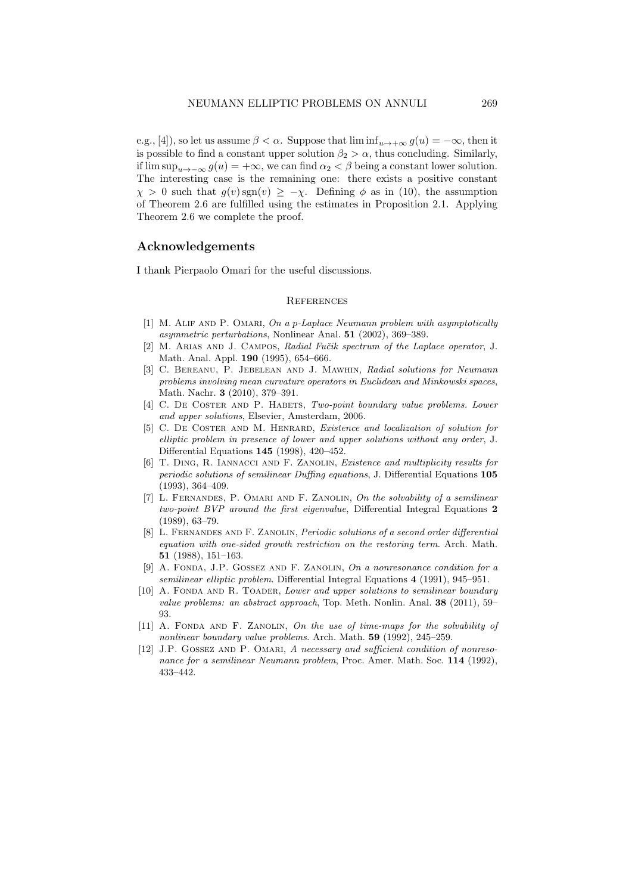e.g., [4]), so let us assume $\beta < \alpha$. Suppose that $\liminf_{u\to+\infty} g(u) = -\infty$, then it is possible to find a constant upper solution $\beta_2 > \alpha$, thus concluding. Similarly, if $\limsup_{u\to-\infty} g(u) = +\infty$, we can find $\alpha_2 < \beta$ being a constant lower solution. The interesting case is the remaining one: there exists a positive constant $\chi > 0$ such that $g(v)\operatorname{sgn}(v) \geq -\chi$. Defining $\phi$ as in (10), the assumption of Theorem 2.6 are fulfilled using the estimates in Proposition 2.1. Applying Theorem 2.6 we complete the proof.

## Acknowledgements

I thank Pierpaolo Omari for the useful discussions.

### References

[1] M. Alif and P. Omari, *On a p-Laplace Neumann problem with asymptotically asymmetric perturbations*, Nonlinear Anal. **51** (2002), 369–389.

[2] M. Arias and J. Campos, *Radial Fučik spectrum of the Laplace operator*, J. Math. Anal. Appl. **190** (1995), 654–666.

[3] C. Bereanu, P. Jebelean and J. Mawhin, *Radial solutions for Neumann problems involving mean curvature operators in Euclidean and Minkowski spaces*, Math. Nachr. **3** (2010), 379–391.

[4] C. De Coster and P. Habets, *Two-point boundary value problems. Lower and upper solutions*, Elsevier, Amsterdam, 2006.

[5] C. De Coster and M. Henrard, *Existence and localization of solution for elliptic problem in presence of lower and upper solutions without any order*, J. Differential Equations **145** (1998), 420–452.

[6] T. Ding, R. Iannacci and F. Zanolin, *Existence and multiplicity results for periodic solutions of semilinear Duffing equations*, J. Differential Equations **105** (1993), 364–409.

[7] L. Fernandes, P. Omari and F. Zanolin, *On the solvability of a semilinear two-point BVP around the first eigenvalue*, Differential Integral Equations **2** (1989), 63–79.

[8] L. Fernandes and F. Zanolin, *Periodic solutions of a second order differential equation with one-sided growth restriction on the restoring term*. Arch. Math. **51** (1988), 151–163.

[9] A. Fonda, J.P. Gossez and F. Zanolin, *On a nonresonance condition for a semilinear elliptic problem*. Differential Integral Equations **4** (1991), 945–951.

[10] A. Fonda and R. Toader, *Lower and upper solutions to semilinear boundary value problems: an abstract approach*, Top. Meth. Nonlin. Anal. **38** (2011), 59–93.

[11] A. Fonda and F. Zanolin, *On the use of time-maps for the solvability of nonlinear boundary value problems*. Arch. Math. **59** (1992), 245–259.

[12] J.P. Gossez and P. Omari, *A necessary and sufficient condition of nonresonance for a semilinear Neumann problem*, Proc. Amer. Math. Soc. **114** (1992), 433–442.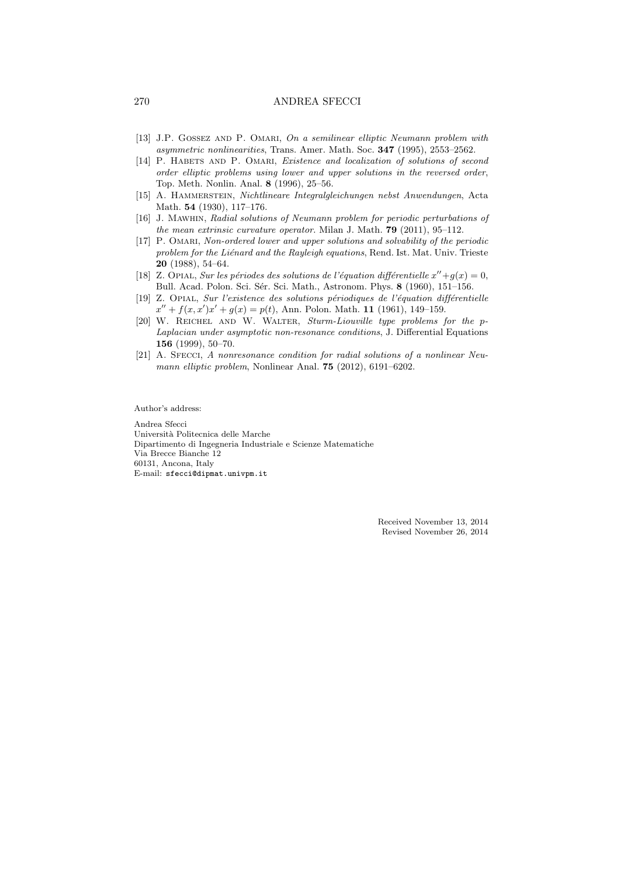[13] J.P. Gossez and P. Omari, *On a semilinear elliptic Neumann problem with asymmetric nonlinearities*, Trans. Amer. Math. Soc. **347** (1995), 2553–2562.

[14] P. Habets and P. Omari, *Existence and localization of solutions of second order elliptic problems using lower and upper solutions in the reversed order*, Top. Meth. Nonlin. Anal. **8** (1996), 25–56.

[15] A. Hammerstein, *Nichtlineare Integralgleichungen nebst Anwendungen*, Acta Math. **54** (1930), 117–176.

[16] J. Mawhin, *Radial solutions of Neumann problem for periodic perturbations of the mean extrinsic curvature operator*. Milan J. Math. **79** (2011), 95–112.

[17] P. Omari, *Non-ordered lower and upper solutions and solvability of the periodic problem for the Liénard and the Rayleigh equations*, Rend. Ist. Mat. Univ. Trieste **20** (1988), 54–64.

[18] Z. Opial, *Sur les périodes des solutions de l'équation différentielle $x''+g(x)=0$*, Bull. Acad. Polon. Sci. Sér. Sci. Math., Astronom. Phys. **8** (1960), 151–156.

[19] Z. Opial, *Sur l'existence des solutions périodiques de l'équation différentielle $x''+f(x,x')x'+g(x)=p(t)$*, Ann. Polon. Math. **11** (1961), 149–159.

[20] W. Reichel and W. Walter, *Sturm-Liouville type problems for the p-Laplacian under asymptotic non-resonance conditions*, J. Differential Equations **156** (1999), 50–70.

[21] A. Sfecci, *A nonresonance condition for radial solutions of a nonlinear Neumann elliptic problem*, Nonlinear Anal. **75** (2012), 6191–6202.

Author's address:

Andrea Sfecci
Università Politecnica delle Marche
Dipartimento di Ingegneria Industriale e Scienze Matematiche
Via Brecce Bianche 12
60131, Ancona, Italy
E-mail: sfecci@dipmat.univpm.it

Received November 13, 2014
Revised November 26, 2014